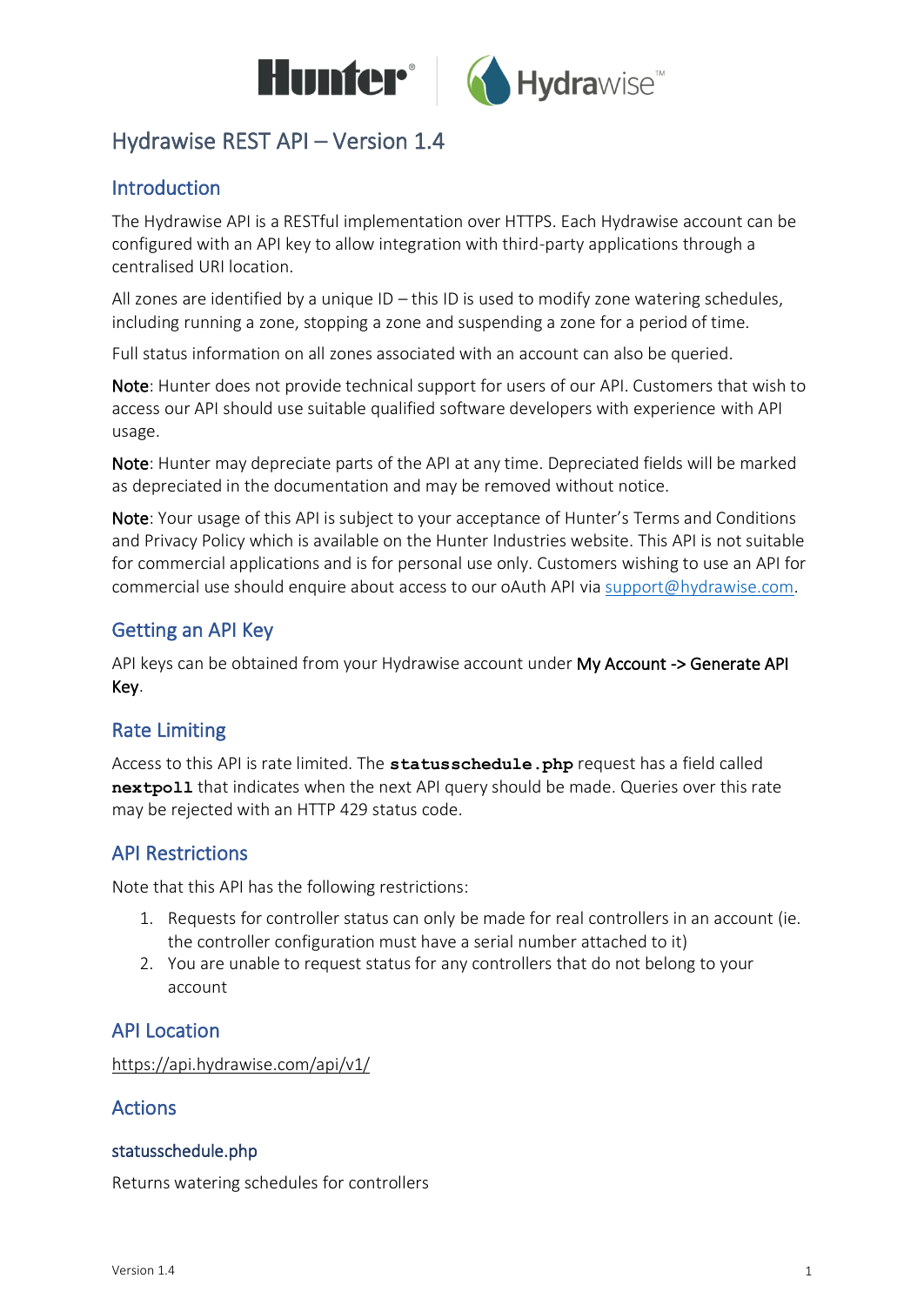# Hydrawise REST API – Version 1.4

## Introduction

The Hydrawise API is a RESTful implementation over HTTPS. Each Hydrawise account can be configured with an API key to allow integration with third-party applications through a centralised URI location.

All zones are identified by a unique ID – this ID is used to modify zone watering schedules, including running a zone, stopping a zone and suspending a zone for a period of time.

Full status information on all zones associated with an account can also be queried.

**Note**: Hunter does not provide technical support for users of our API. Customers that wish to access our API should use suitable qualified software developers with experience with API usage.

**Note**: Hunter may depreciate parts of the API at any time. Depreciated fields will be marked as depreciated in the documentation and may be removed without notice.

**Note**: Your usage of this API is subject to your acceptance of Hunter's Terms and Conditions and Privacy Policy which is available on the Hunter Industries website. This API is not suitable for commercial applications and is for personal use only. Customers wishing to use an API for commercial use should enquire about access to our oAuth API via support@hydrawise.com.

## Getting an API Key

API keys can be obtained from your Hydrawise account under **My Account -> Generate API Key**.

## Rate Limiting

Access to this API is rate limited. The **`statusschedule.php`** request has a field called **`nextpoll`** that indicates when the next API query should be made. Queries over this rate may be rejected with an HTTP 429 status code.

## API Restrictions

Note that this API has the following restrictions:

1. Requests for controller status can only be made for real controllers in an account (ie. the controller configuration must have a serial number attached to it)
2. You are unable to request status for any controllers that do not belong to your account

## API Location

https://api.hydrawise.com/api/v1/

## Actions

### statusschedule.php

Returns watering schedules for controllers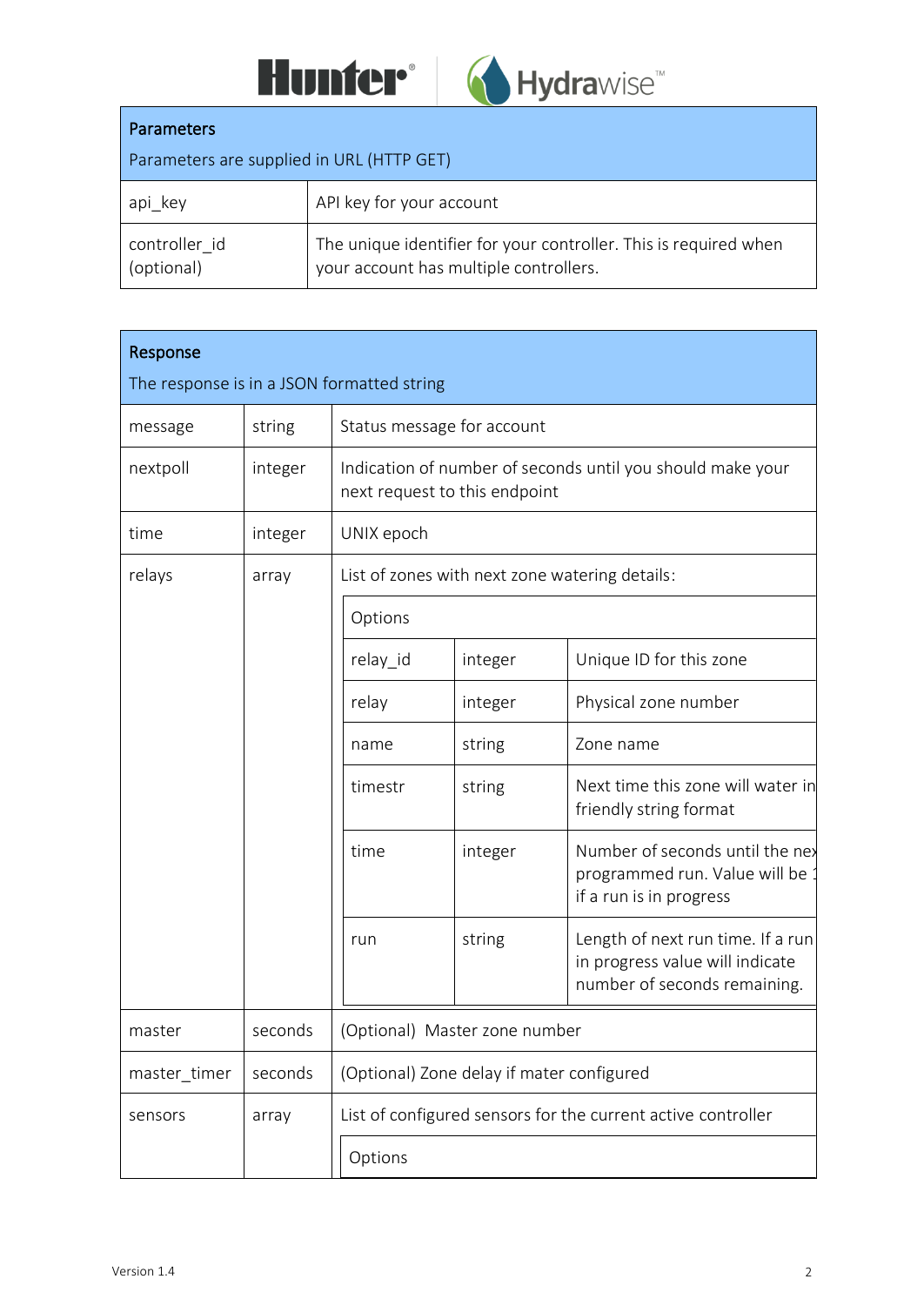| **Parameters**<br>Parameters are supplied in URL (HTTP GET) | |
|---|---|
| api_key | API key for your account |
| controller_id (optional) | The unique identifier for your controller. This is required when your account has multiple controllers. |

| **Response**<br>The response is in a JSON formatted string | | | | | |
|---|---|---|---|---|---|
| message | string | Status message for account | | | |
| nextpoll | integer | Indication of number of seconds until you should make your next request to this endpoint | | | |
| time | integer | UNIX epoch | | | |
| relays | array | List of zones with next zone watering details: | | | |
| | | Options | | | |
| | | relay_id | integer | Unique ID for this zone | |
| | | relay | integer | Physical zone number | |
| | | name | string | Zone name | |
| | | timestr | string | Next time this zone will water in friendly string format | |
| | | time | integer | Number of seconds until the nex programmed run. Value will be 1 if a run is in progress | |
| | | run | string | Length of next run time. If a run in progress value will indicate number of seconds remaining. | |
| master | seconds | (Optional) Master zone number | | | |
| master_timer | seconds | (Optional) Zone delay if mater configured | | | |
| sensors | array | List of configured sensors for the current active controller | | | |
| | | Options | | | |

Version 1.4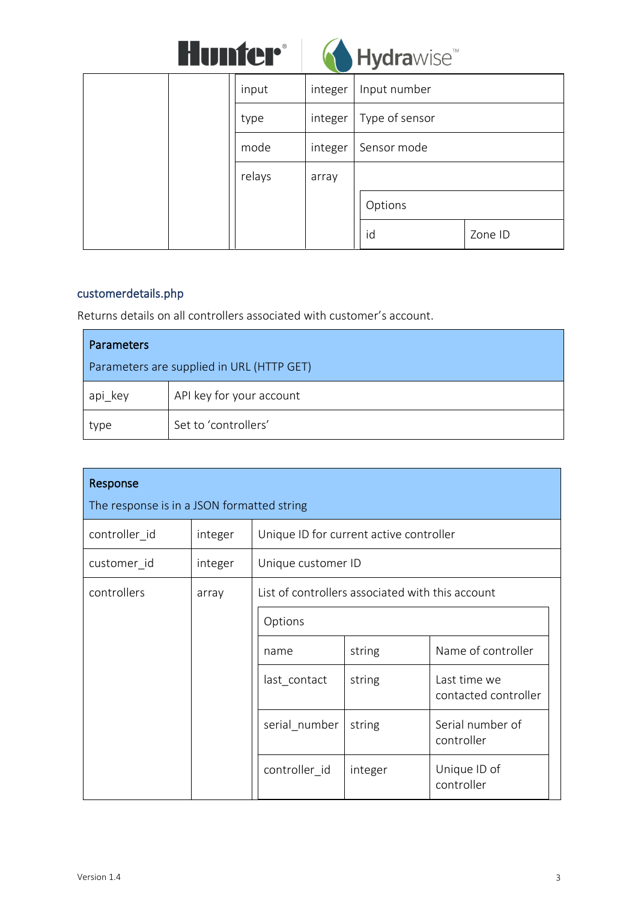| | | | | | |
|---|---|---|---|---|---|
| | | input | integer | Input number | |
| | | type | integer | Type of sensor | |
| | | mode | integer | Sensor mode | |
| | | relays | array | | |
| | | | | Options | |
| | | | | id | Zone ID |

### customerdetails.php

Returns details on all controllers associated with customer's account.

| **Parameters**<br>Parameters are supplied in URL (HTTP GET) | |
|---|---|
| api_key | API key for your account |
| type | Set to 'controllers' |

| **Response**<br>The response is in a JSON formatted string | | | | |
|---|---|---|---|---|
| controller_id | integer | Unique ID for current active controller | | |
| customer_id | integer | Unique customer ID | | |
| controllers | array | List of controllers associated with this account | | |
| | | Options | | |
| | | name | string | Name of controller |
| | | last_contact | string | Last time we contacted controller |
| | | serial_number | string | Serial number of controller |
| | | controller_id | integer | Unique ID of controller |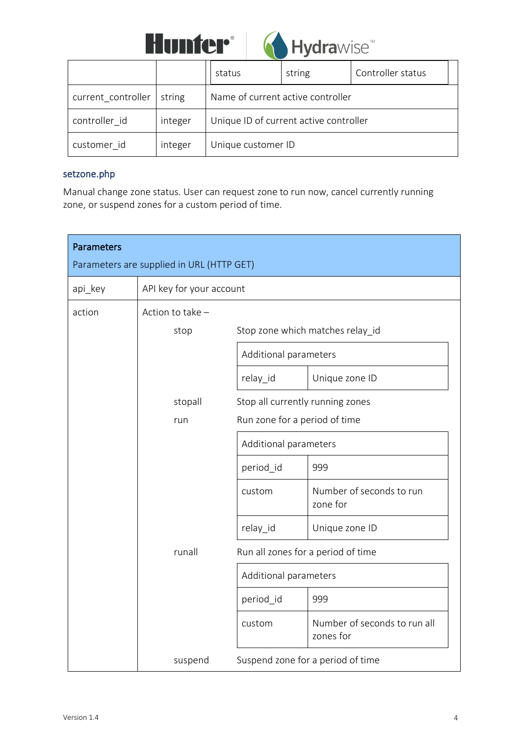| | | | | |
|---|---|---|---|---|
| | | status | string | Controller status |
| current_controller | string | Name of current active controller | | |
| controller_id | integer | Unique ID of current active controller | | |
| customer_id | integer | Unique customer ID | | |

### setzone.php

Manual change zone status. User can request zone to run now, cancel currently running zone, or suspend zones for a custom period of time.

| **Parameters**<br>Parameters are supplied in URL (HTTP GET) | |
|---|---|
| api_key | API key for your account |
| action | Action to take –<br>**stop** – Stop zone which matches relay_id<br>Additional parameters:<br>relay_id – Unique zone ID<br><br>**stopall** – Stop all currently running zones<br><br>**run** – Run zone for a period of time<br>Additional parameters:<br>period_id – 999<br>custom – Number of seconds to run zone for<br>relay_id – Unique zone ID<br><br>**runall** – Run all zones for a period of time<br>Additional parameters:<br>period_id – 999<br>custom – Number of seconds to run all zones for<br><br>**suspend** – Suspend zone for a period of time |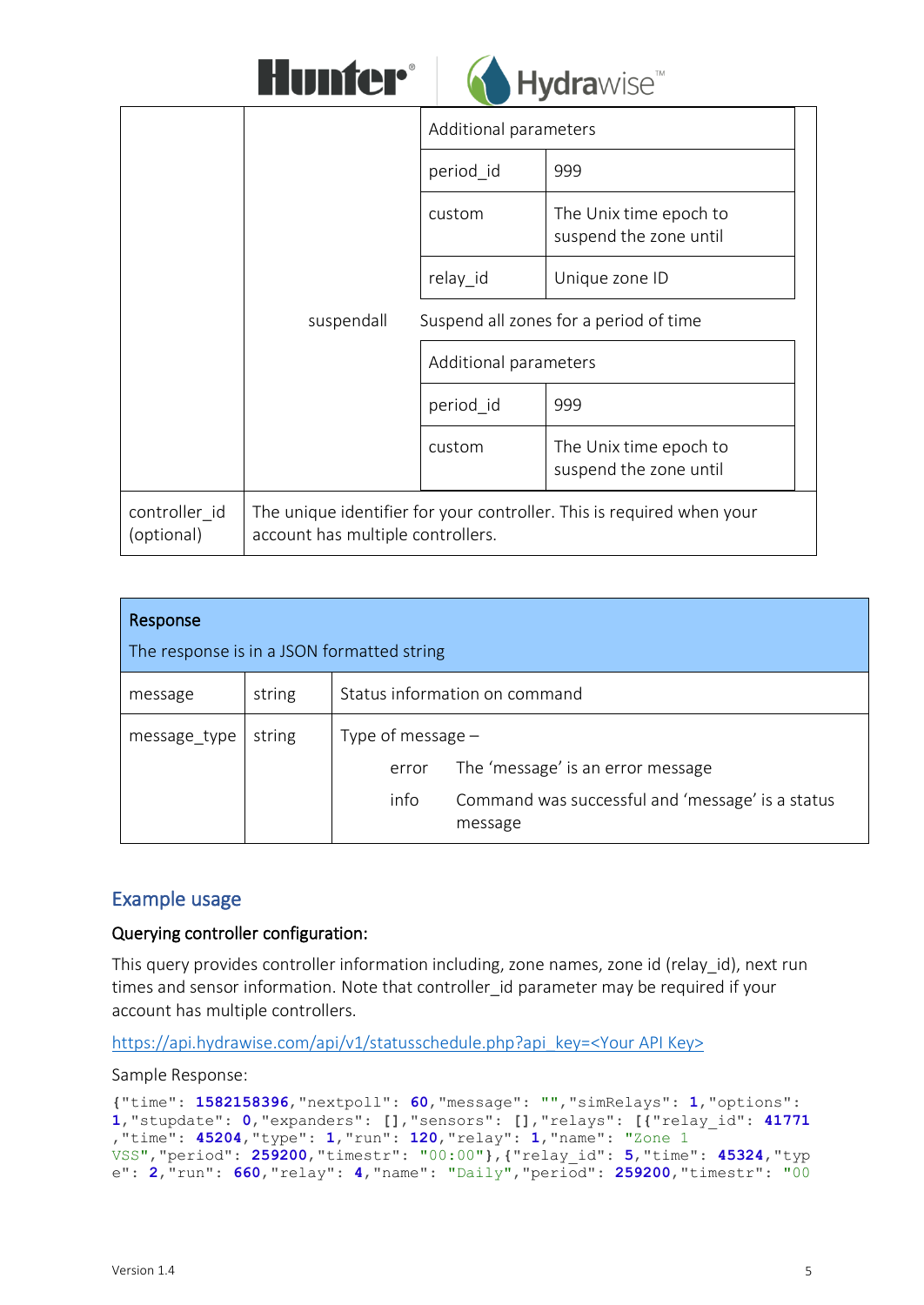| | | | |
|---|---|---|---|
| | | Additional parameters | |
| | | period_id | 999 |
| | | custom | The Unix time epoch to suspend the zone until |
| | | relay_id | Unique zone ID |
| | suspendall | Suspend all zones for a period of time | |
| | | Additional parameters | |
| | | period_id | 999 |
| | | custom | The Unix time epoch to suspend the zone until |
| controller_id (optional) | The unique identifier for your controller. This is required when your account has multiple controllers. | | |

| Response<br>The response is in a JSON formatted string | | |
|---|---|---|
| message | string | Status information on command |
| message_type | string | Type of message –<br>error The 'message' is an error message<br>info Command was successful and 'message' is a status message |

## Example usage

### Querying controller configuration:

This query provides controller information including, zone names, zone id (relay_id), next run times and sensor information. Note that controller_id parameter may be required if your account has multiple controllers.

https://api.hydrawise.com/api/v1/statusschedule.php?api_key=<Your API Key>

Sample Response:

```
{"time": 1582158396,"nextpoll": 60,"message": "","simRelays": 1,"options":
1,"stupdate": 0,"expanders": [],"sensors": [],"relays": [{"relay_id": 41771
,"time": 45204,"type": 1,"run": 120,"relay": 1,"name": "Zone 1
VSS","period": 259200,"timestr": "00:00"},{"relay_id": 5,"time": 45324,"typ
e": 2,"run": 660,"relay": 4,"name": "Daily","period": 259200,"timestr": "00
```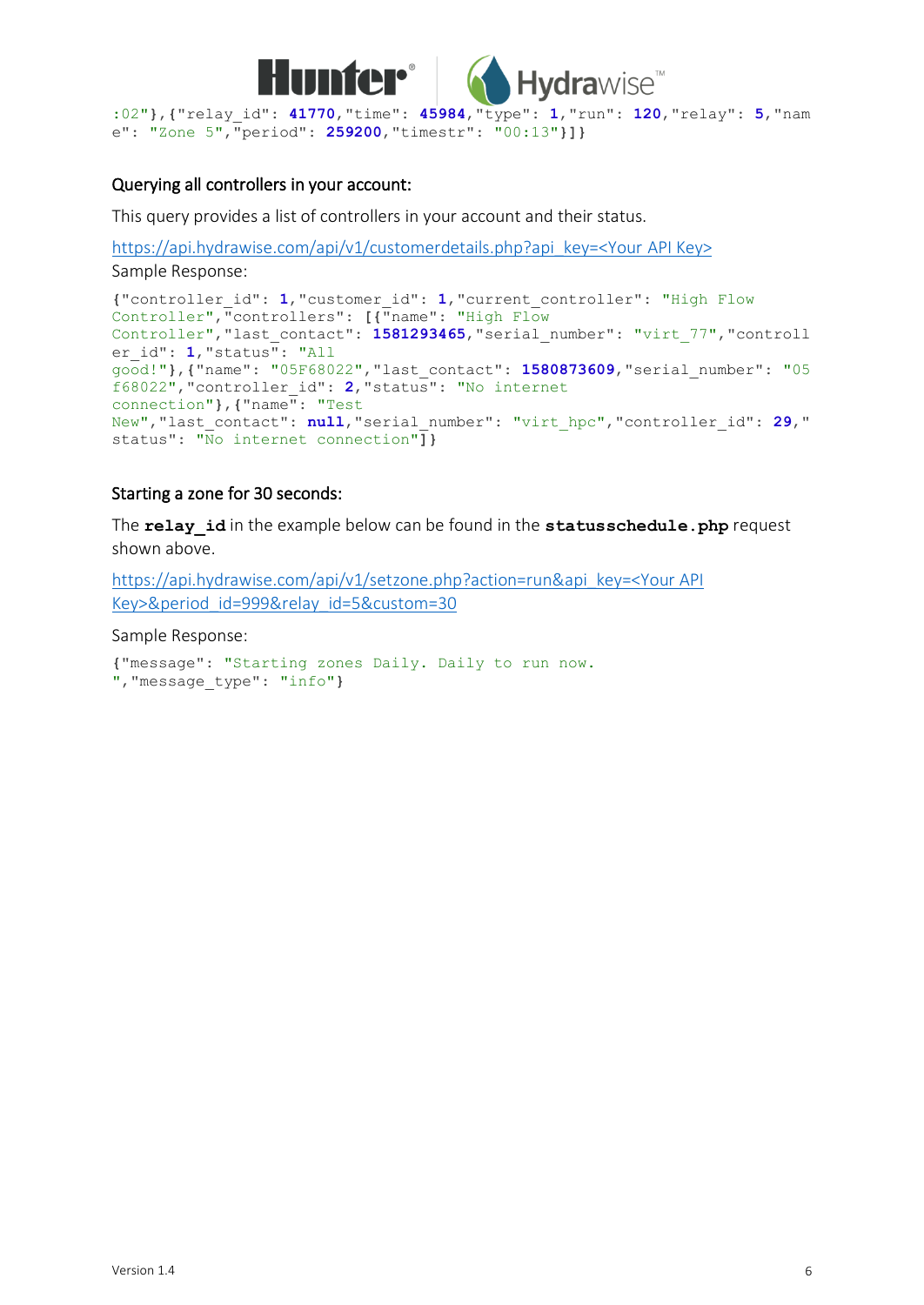```
:02"},{"relay_id": 41770,"time": 45984,"type": 1,"run": 120,"relay": 5,"name": "Zone 5","period": 259200,"timestr": "00:13"}]}
```

### Querying all controllers in your account:

This query provides a list of controllers in your account and their status.

https://api.hydrawise.com/api/v1/customerdetails.php?api_key=<Your API Key>

Sample Response:

```
{"controller_id": 1,"customer_id": 1,"current_controller": "High Flow Controller","controllers": [{"name": "High Flow Controller","last_contact": 1581293465,"serial_number": "virt_77","controller_id": 1,"status": "All good!"},{"name": "05F68022","last_contact": 1580873609,"serial_number": "05f68022","controller_id": 2,"status": "No internet connection"},{"name": "Test New","last_contact": null,"serial_number": "virt_hpc","controller_id": 29,"status": "No internet connection"}]}
```

### Starting a zone for 30 seconds:

The **relay_id** in the example below can be found in the **statusschedule.php** request shown above.

https://api.hydrawise.com/api/v1/setzone.php?action=run&api_key=<Your API Key>&period_id=999&relay_id=5&custom=30

Sample Response:

```
{"message": "Starting zones Daily. Daily to run now.
","message_type": "info"}
```